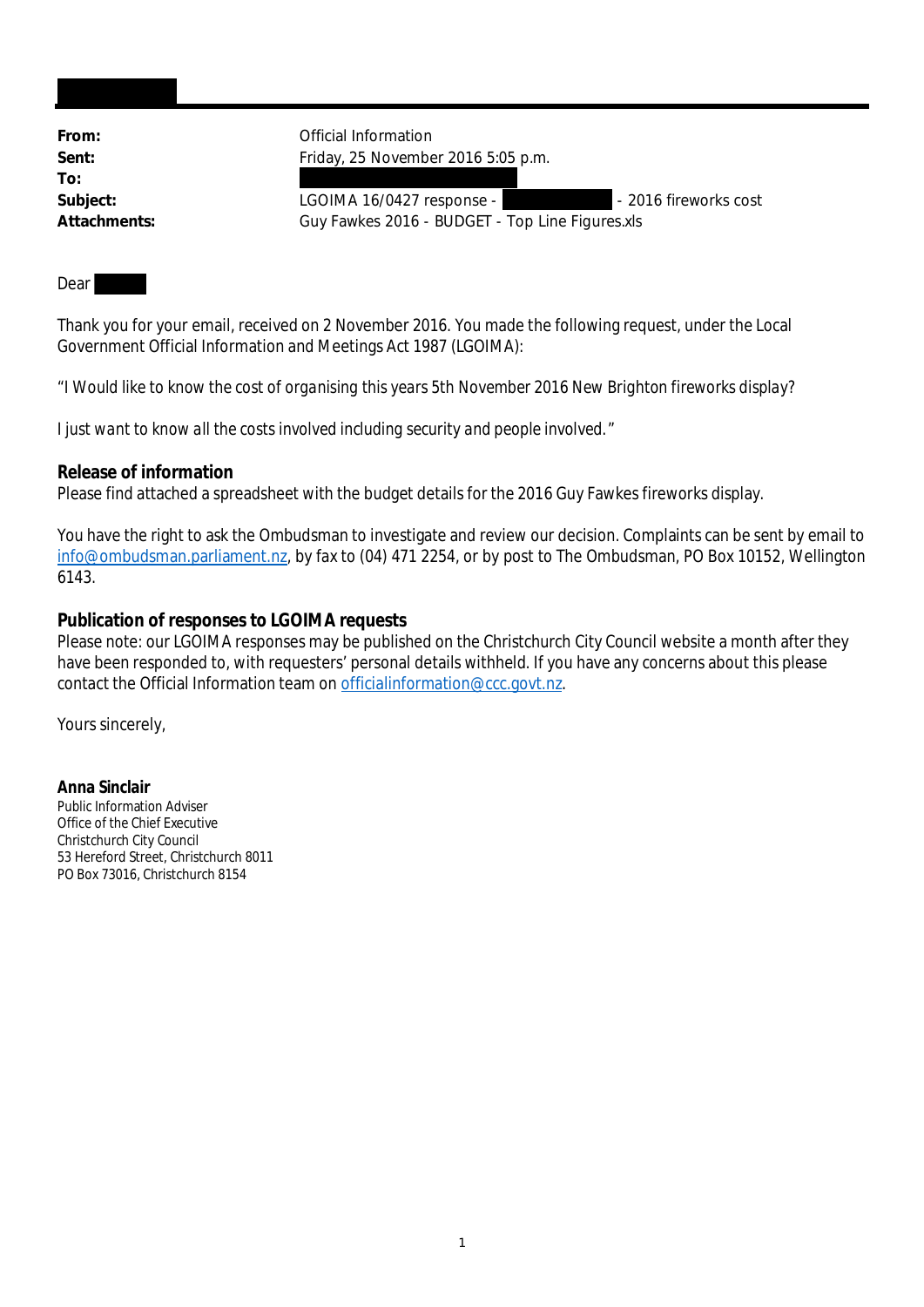| | |
|---|---|
| **From:** | Official Information |
| **Sent:** | Friday, 25 November 2016 5:05 p.m. |
| **To:** | |
| **Subject:** | LGOIMA 16/0427 response - - 2016 fireworks cost |
| **Attachments:** | Guy Fawkes 2016 - BUDGET - Top Line Figures.xls |

Dear

Thank you for your email, received on 2 November 2016. You made the following request, under the Local Government Official Information and Meetings Act 1987 (LGOIMA):

*"I Would like to know the cost of organising this years 5th November 2016 New Brighton fireworks display?*

*I just want to know all the costs involved including security and people involved."*

**Release of information**

Please find attached a spreadsheet with the budget details for the 2016 Guy Fawkes fireworks display.

You have the right to ask the Ombudsman to investigate and review our decision. Complaints can be sent by email to info@ombudsman.parliament.nz, by fax to (04) 471 2254, or by post to The Ombudsman, PO Box 10152, Wellington 6143.

**Publication of responses to LGOIMA requests**

Please note: our LGOIMA responses may be published on the Christchurch City Council website a month after they have been responded to, with requesters' personal details withheld. If you have any concerns about this please contact the Official Information team on officialinformation@ccc.govt.nz.

Yours sincerely,

**Anna Sinclair**
Public Information Adviser
Office of the Chief Executive
Christchurch City Council
53 Hereford Street, Christchurch 8011
PO Box 73016, Christchurch 8154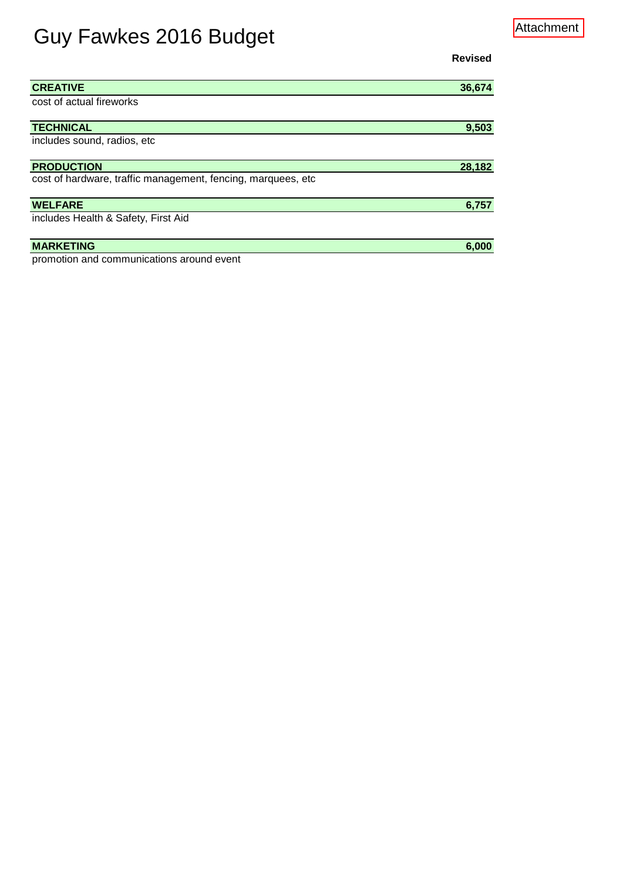Attachment

# Guy Fawkes 2016 Budget

| | Revised |
|---|---|
| **CREATIVE** | **36,674** |
| cost of actual fireworks | |
| **TECHNICAL** | **9,503** |
| includes sound, radios, etc | |
| **PRODUCTION** | **28,182** |
| cost of hardware, traffic management, fencing, marquees, etc | |
| **WELFARE** | **6,757** |
| includes Health & Safety, First Aid | |
| **MARKETING** | **6,000** |
| promotion and communications around event | |